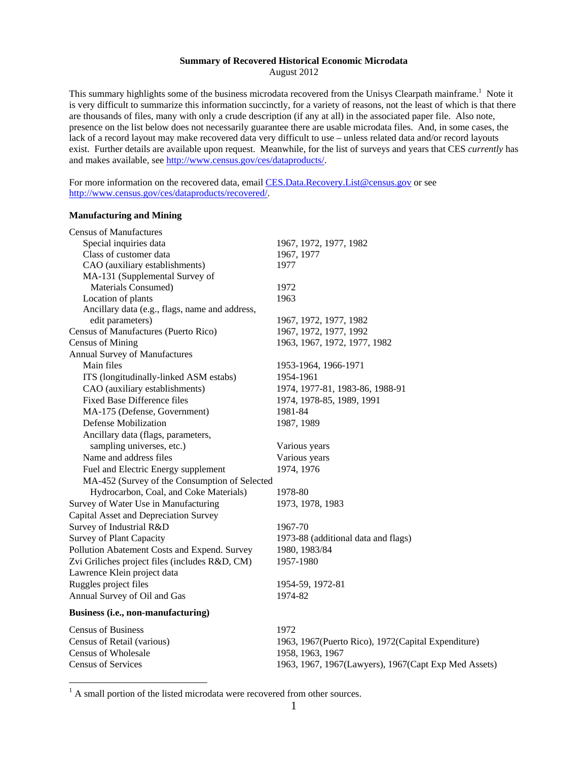**Summary of Recovered Historical Economic Microdata**
August 2012

This summary highlights some of the business microdata recovered from the Unisys Clearpath mainframe.[1] Note it is very difficult to summarize this information succinctly, for a variety of reasons, not the least of which is that there are thousands of files, many with only a crude description (if any at all) in the associated paper file. Also note, presence on the list below does not necessarily guarantee there are usable microdata files. And, in some cases, the lack of a record layout may make recovered data very difficult to use – unless related data and/or record layouts exist. Further details are available upon request. Meanwhile, for the list of surveys and years that CES *currently* has and makes available, see http://www.census.gov/ces/dataproducts/.

For more information on the recovered data, email CES.Data.Recovery.List@census.gov or see http://www.census.gov/ces/dataproducts/recovered/.

**Manufacturing and Mining**

| | |
|---|---|
| Census of Manufactures | |
| Special inquiries data | 1967, 1972, 1977, 1982 |
| Class of customer data | 1967, 1977 |
| CAO (auxiliary establishments) | 1977 |
| MA-131 (Supplemental Survey of Materials Consumed) | 1972 |
| Location of plants | 1963 |
| Ancillary data (e.g., flags, name and address, edit parameters) | 1967, 1972, 1977, 1982 |
| Census of Manufactures (Puerto Rico) | 1967, 1972, 1977, 1992 |
| Census of Mining | 1963, 1967, 1972, 1977, 1982 |
| Annual Survey of Manufactures | |
| Main files | 1953-1964, 1966-1971 |
| ITS (longitudinally-linked ASM estabs) | 1954-1961 |
| CAO (auxiliary establishments) | 1974, 1977-81, 1983-86, 1988-91 |
| Fixed Base Difference files | 1974, 1978-85, 1989, 1991 |
| MA-175 (Defense, Government) | 1981-84 |
| Defense Mobilization | 1987, 1989 |
| Ancillary data (flags, parameters, sampling universes, etc.) | Various years |
| Name and address files | Various years |
| Fuel and Electric Energy supplement | 1974, 1976 |
| MA-452 (Survey of the Consumption of Selected Hydrocarbon, Coal, and Coke Materials) | 1978-80 |
| Survey of Water Use in Manufacturing | 1973, 1978, 1983 |
| Capital Asset and Depreciation Survey | |
| Survey of Industrial R&D | 1967-70 |
| Survey of Plant Capacity | 1973-88 (additional data and flags) |
| Pollution Abatement Costs and Expend. Survey | 1980, 1983/84 |
| Zvi Griliches project files (includes R&D, CM) | 1957-1980 |
| Lawrence Klein project data | |
| Ruggles project files | 1954-59, 1972-81 |
| Annual Survey of Oil and Gas | 1974-82 |

**Business (i.e., non-manufacturing)**

| | |
|---|---|
| Census of Business | 1972 |
| Census of Retail (various) | 1963, 1967(Puerto Rico), 1972(Capital Expenditure) |
| Census of Wholesale | 1958, 1963, 1967 |
| Census of Services | 1963, 1967, 1967(Lawyers), 1967(Capt Exp Med Assets) |

[1] A small portion of the listed microdata were recovered from other sources.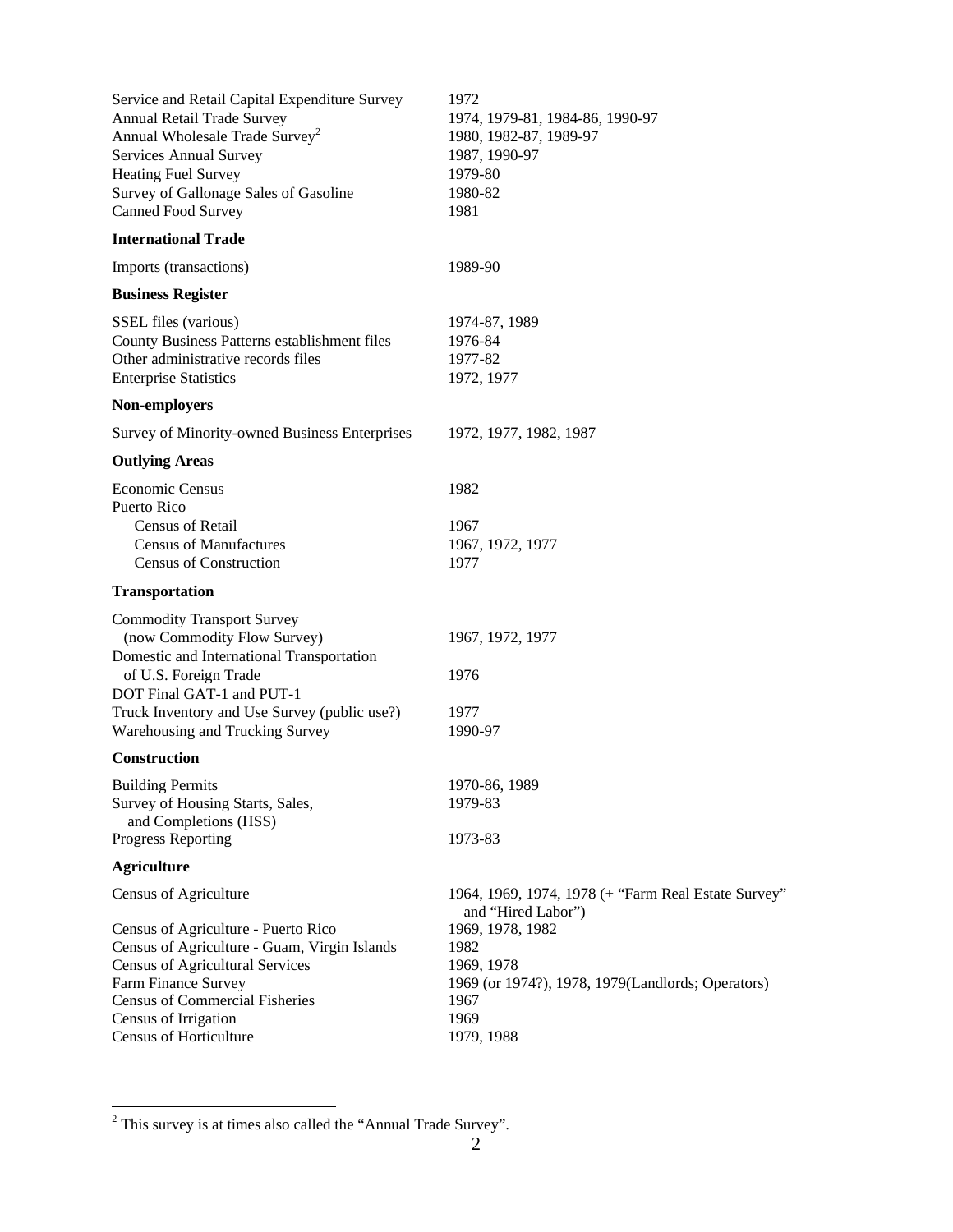| | |
|---|---|
| Service and Retail Capital Expenditure Survey | 1972 |
| Annual Retail Trade Survey | 1974, 1979-81, 1984-86, 1990-97 |
| Annual Wholesale Trade Survey[2] | 1980, 1982-87, 1989-97 |
| Services Annual Survey | 1987, 1990-97 |
| Heating Fuel Survey | 1979-80 |
| Survey of Gallonage Sales of Gasoline | 1980-82 |
| Canned Food Survey | 1981 |

**International Trade**

| | |
|---|---|
| Imports (transactions) | 1989-90 |

**Business Register**

| | |
|---|---|
| SSEL files (various) | 1974-87, 1989 |
| County Business Patterns establishment files | 1976-84 |
| Other administrative records files | 1977-82 |
| Enterprise Statistics | 1972, 1977 |

**Non-employers**

| | |
|---|---|
| Survey of Minority-owned Business Enterprises | 1972, 1977, 1982, 1987 |

**Outlying Areas**

| | |
|---|---|
| Economic Census | 1982 |
| Puerto Rico | |
| Census of Retail | 1967 |
| Census of Manufactures | 1967, 1972, 1977 |
| Census of Construction | 1977 |

**Transportation**

| | |
|---|---|
| Commodity Transport Survey (now Commodity Flow Survey) | 1967, 1972, 1977 |
| Domestic and International Transportation of U.S. Foreign Trade | 1976 |
| DOT Final GAT-1 and PUT-1 | |
| Truck Inventory and Use Survey (public use?) | 1977 |
| Warehousing and Trucking Survey | 1990-97 |

**Construction**

| | |
|---|---|
| Building Permits | 1970-86, 1989 |
| Survey of Housing Starts, Sales, and Completions (HSS) | 1979-83 |
| Progress Reporting | 1973-83 |

**Agriculture**

| | |
|---|---|
| Census of Agriculture | 1964, 1969, 1974, 1978 (+ "Farm Real Estate Survey" and "Hired Labor") |
| Census of Agriculture - Puerto Rico | 1969, 1978, 1982 |
| Census of Agriculture - Guam, Virgin Islands | 1982 |
| Census of Agricultural Services | 1969, 1978 |
| Farm Finance Survey | 1969 (or 1974?), 1978, 1979(Landlords; Operators) |
| Census of Commercial Fisheries | 1967 |
| Census of Irrigation | 1969 |
| Census of Horticulture | 1979, 1988 |

[2] This survey is at times also called the "Annual Trade Survey".